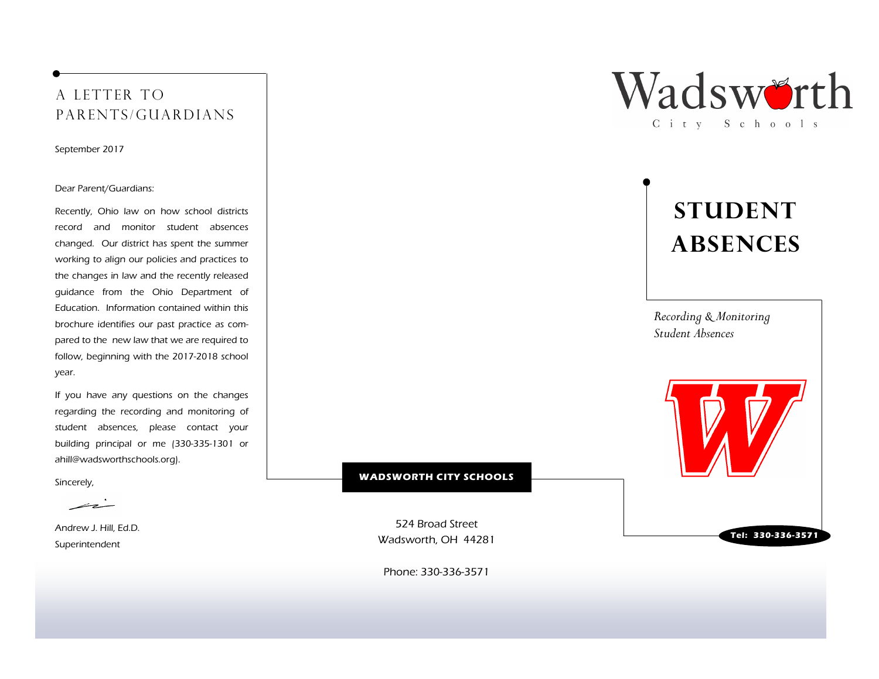# A LETTER TO PARENTS/GUARDIANS

September 2017

Dear Parent/Guardians:

Recently, Ohio law on how school districts record and monitor student absences changed. Our district has spent the summer working to align our policies and practices to the changes in law and the recently released guidance from the Ohio Department of Education. Information contained within this brochure identifies our past practice as compared to the new law that we are required to follow, beginning with the 2017-2018 school year.

If you have any questions on the changes regarding the recording and monitoring of student absences, please contact your building principal or me (330-335-1301 or ahill@wadsworthschools.org).

Sincerely,

Andrew J. Hill, Ed.D.
Superintendent

**WADSWORTH CITY SCHOOLS**

524 Broad Street
Wadsworth, OH 44281

Phone: 330-336-3571

Wadsworth City Schools

# STUDENT ABSENCES

*Recording & Monitoring Student Absences*

**Tel: 330-336-3571**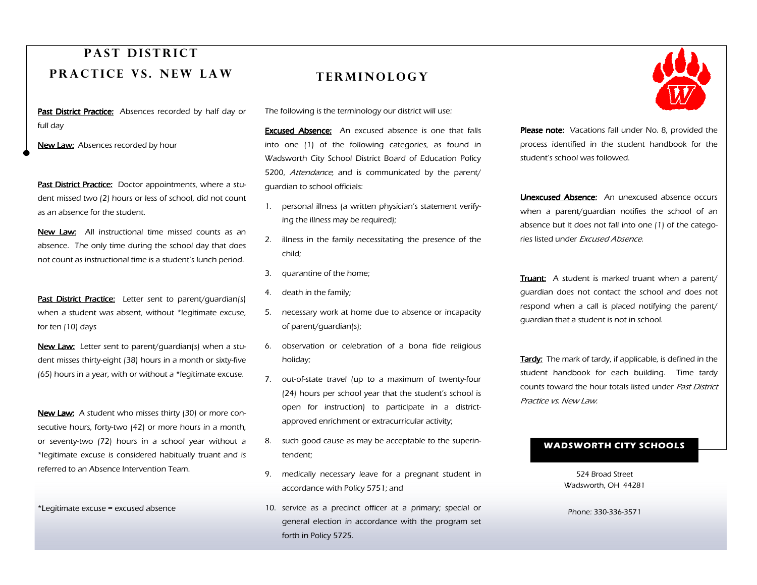## PAST DISTRICT PRACTICE VS. NEW LAW

**Past District Practice:** Absences recorded by half day or full day

**New Law:** Absences recorded by hour

**Past District Practice:** Doctor appointments, where a student missed two (2) hours or less of school, did not count as an absence for the student.

**New Law:** All instructional time missed counts as an absence. The only time during the school day that does not count as instructional time is a student's lunch period.

**Past District Practice:** Letter sent to parent/guardian(s) when a student was absent, without *legitimate excuse, for ten (10) days

**New Law:** Letter sent to parent/guardian(s) when a student misses thirty-eight (38) hours in a month or sixty-five (65) hours in a year, with or without a *legitimate excuse.

**New Law:** A student who misses thirty (30) or more consecutive hours, forty-two (42) or more hours in a month, or seventy-two (72) hours in a school year without a *legitimate excuse is considered habitually truant and is referred to an Absence Intervention Team.

*Legitimate excuse = excused absence

## TERMINOLOGY

The following is the terminology our district will use:

**Excused Absence:** An excused absence is one that falls into one (1) of the following categories, as found in Wadsworth City School District Board of Education Policy 5200, *Attendance*, and is communicated by the parent/guardian to school officials:

1. personal illness (a written physician's statement verifying the illness may be required);
2. illness in the family necessitating the presence of the child;
3. quarantine of the home;
4. death in the family;
5. necessary work at home due to absence or incapacity of parent/guardian(s);
6. observation or celebration of a bona fide religious holiday;
7. out-of-state travel (up to a maximum of twenty-four (24) hours per school year that the student's school is open for instruction) to participate in a district-approved enrichment or extracurricular activity;
8. such good cause as may be acceptable to the superintendent;
9. medically necessary leave for a pregnant student in accordance with Policy 5751; and
10. service as a precinct officer at a primary; special or general election in accordance with the program set forth in Policy 5725.

**Please note:** Vacations fall under No. 8, provided the process identified in the student handbook for the student's school was followed.

**Unexcused Absence:** An unexcused absence occurs when a parent/guardian notifies the school of an absence but it does not fall into one (1) of the categories listed under *Excused Absence*.

**Truant:** A student is marked truant when a parent/guardian does not contact the school and does not respond when a call is placed notifying the parent/guardian that a student is not in school.

**Tardy:** The mark of tardy, if applicable, is defined in the student handbook for each building. Time tardy counts toward the hour totals listed under *Past District Practice vs. New Law.*

**WADSWORTH CITY SCHOOLS**

524 Broad Street
Wadsworth, OH 44281

Phone: 330-336-3571